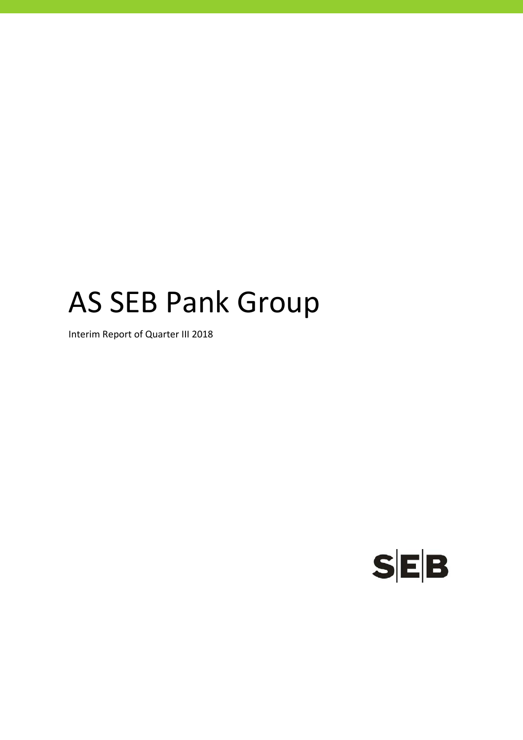# AS SEB Pank Group

Interim Report of Quarter III 2018

SEB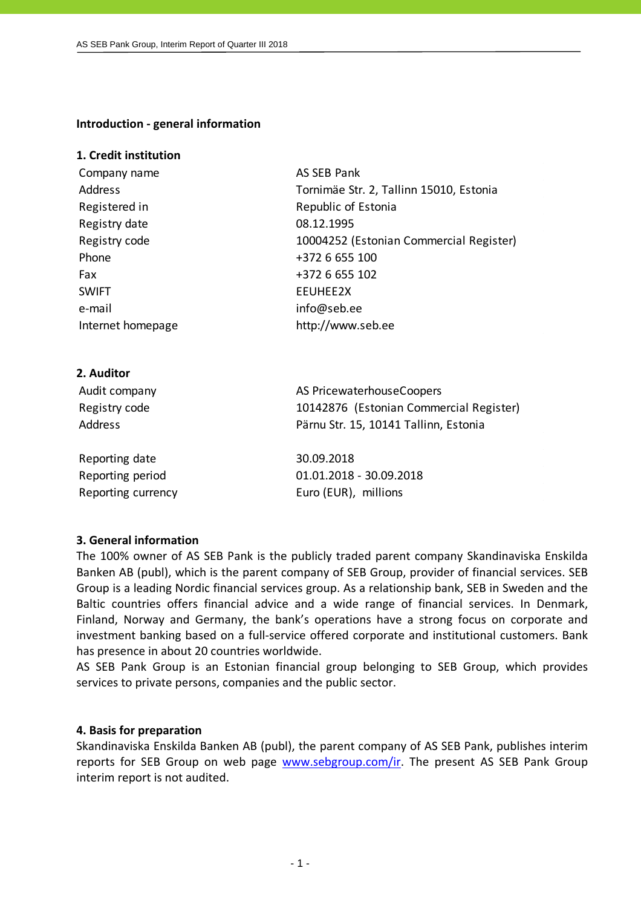## Introduction - general information

### 1. Credit institution

| | |
|---|---|
| Company name | AS SEB Pank |
| Address | Tornimäe Str. 2, Tallinn 15010, Estonia |
| Registered in | Republic of Estonia |
| Registry date | 08.12.1995 |
| Registry code | 10004252 (Estonian Commercial Register) |
| Phone | +372 6 655 100 |
| Fax | +372 6 655 102 |
| SWIFT | EEUHEE2X |
| e-mail | info@seb.ee |
| Internet homepage | http://www.seb.ee |

### 2. Auditor

| | |
|---|---|
| Audit company | AS PricewaterhouseCoopers |
| Registry code | 10142876 (Estonian Commercial Register) |
| Address | Pärnu Str. 15, 10141 Tallinn, Estonia |
| | |
| Reporting date | 30.09.2018 |
| Reporting period | 01.01.2018 - 30.09.2018 |
| Reporting currency | Euro (EUR), millions |

### 3. General information

The 100% owner of AS SEB Pank is the publicly traded parent company Skandinaviska Enskilda Banken AB (publ), which is the parent company of SEB Group, provider of financial services. SEB Group is a leading Nordic financial services group. As a relationship bank, SEB in Sweden and the Baltic countries offers financial advice and a wide range of financial services. In Denmark, Finland, Norway and Germany, the bank's operations have a strong focus on corporate and investment banking based on a full-service offered corporate and institutional customers. Bank has presence in about 20 countries worldwide.

AS SEB Pank Group is an Estonian financial group belonging to SEB Group, which provides services to private persons, companies and the public sector.

### 4. Basis for preparation

Skandinaviska Enskilda Banken AB (publ), the parent company of AS SEB Pank, publishes interim reports for SEB Group on web page www.sebgroup.com/ir. The present AS SEB Pank Group interim report is not audited.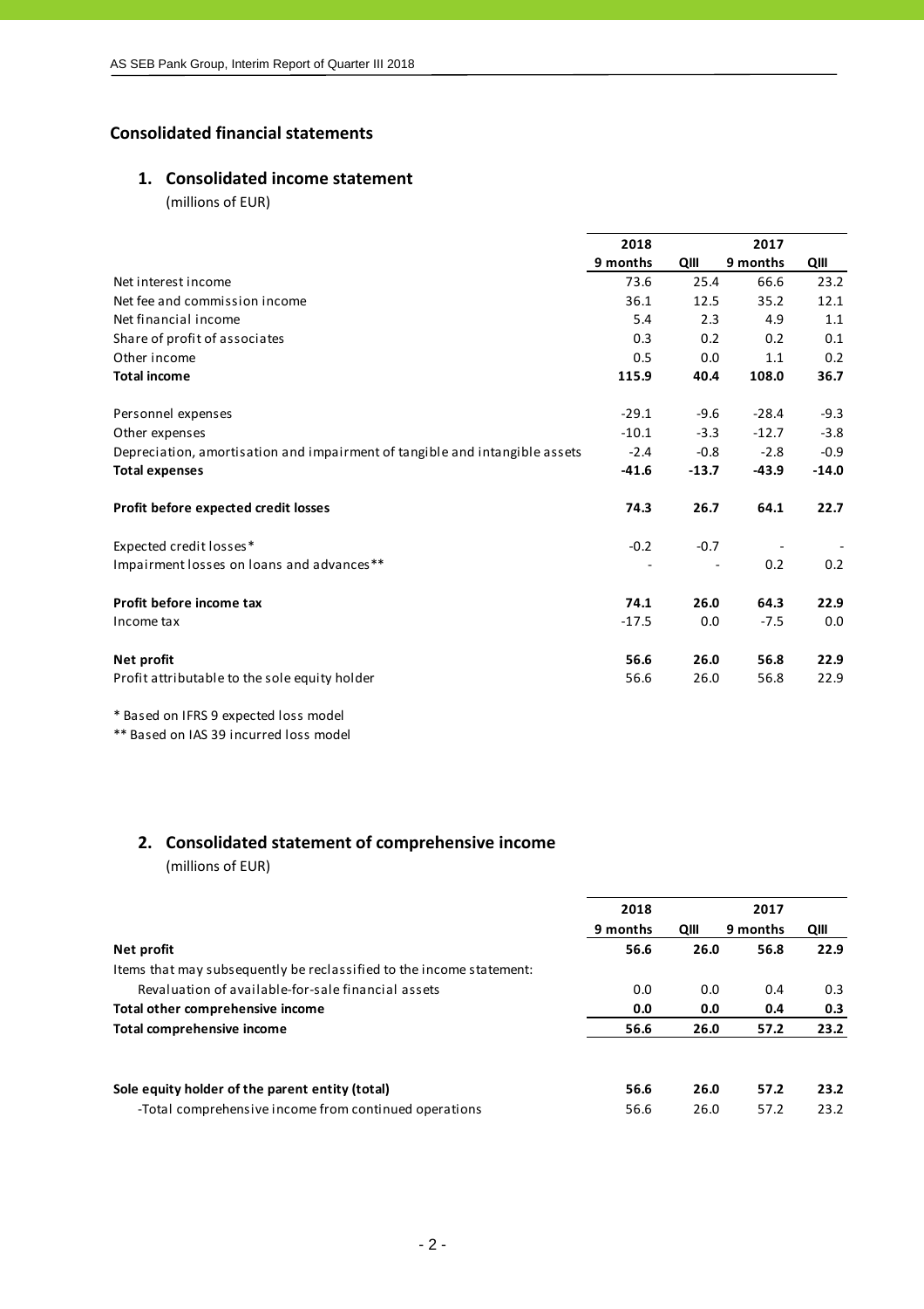## Consolidated financial statements

### 1. Consolidated income statement

(millions of EUR)

| | 2018 | | 2017 | |
|---|---|---|---|---|
| | 9 months | QIII | 9 months | QIII |
| Net interest income | 73.6 | 25.4 | 66.6 | 23.2 |
| Net fee and commission income | 36.1 | 12.5 | 35.2 | 12.1 |
| Net financial income | 5.4 | 2.3 | 4.9 | 1.1 |
| Share of profit of associates | 0.3 | 0.2 | 0.2 | 0.1 |
| Other income | 0.5 | 0.0 | 1.1 | 0.2 |
| **Total income** | **115.9** | **40.4** | **108.0** | **36.7** |
| | | | | |
| Personnel expenses | -29.1 | -9.6 | -28.4 | -9.3 |
| Other expenses | -10.1 | -3.3 | -12.7 | -3.8 |
| Depreciation, amortisation and impairment of tangible and intangible assets | -2.4 | -0.8 | -2.8 | -0.9 |
| **Total expenses** | **-41.6** | **-13.7** | **-43.9** | **-14.0** |
| | | | | |
| **Profit before expected credit losses** | **74.3** | **26.7** | **64.1** | **22.7** |
| | | | | |
| Expected credit losses* | -0.2 | -0.7 | - | - |
| Impairment losses on loans and advances** | - | - | 0.2 | 0.2 |
| | | | | |
| **Profit before income tax** | **74.1** | **26.0** | **64.3** | **22.9** |
| Income tax | -17.5 | 0.0 | -7.5 | 0.0 |
| | | | | |
| **Net profit** | **56.6** | **26.0** | **56.8** | **22.9** |
| Profit attributable to the sole equity holder | 56.6 | 26.0 | 56.8 | 22.9 |

* Based on IFRS 9 expected loss model

** Based on IAS 39 incurred loss model

### 2. Consolidated statement of comprehensive income

(millions of EUR)

| | 2018 | | 2017 | |
|---|---|---|---|---|
| | 9 months | QIII | 9 months | QIII |
| **Net profit** | **56.6** | **26.0** | **56.8** | **22.9** |
| Items that may subsequently be reclassified to the income statement: | | | | |
| Revaluation of available-for-sale financial assets | 0.0 | 0.0 | 0.4 | 0.3 |
| **Total other comprehensive income** | **0.0** | **0.0** | **0.4** | **0.3** |
| **Total comprehensive income** | **56.6** | **26.0** | **57.2** | **23.2** |
| | | | | |
| **Sole equity holder of the parent entity (total)** | **56.6** | **26.0** | **57.2** | **23.2** |
| -Total comprehensive income from continued operations | 56.6 | 26.0 | 57.2 | 23.2 |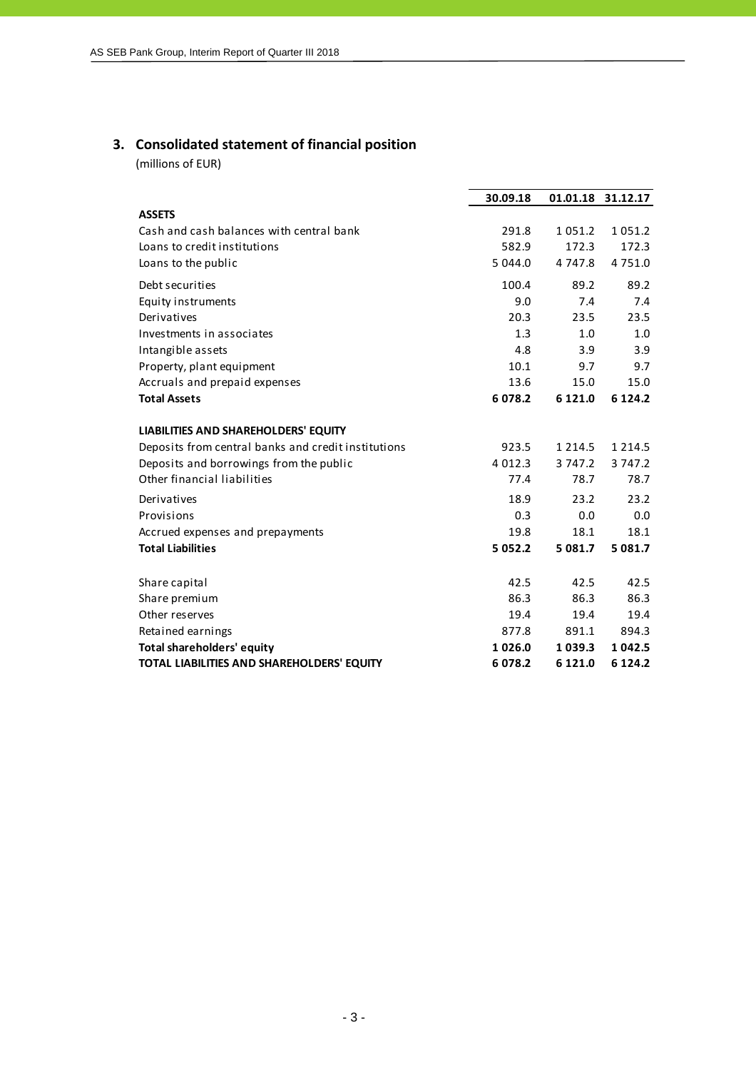## 3. Consolidated statement of financial position

(millions of EUR)

| | 30.09.18 | 01.01.18 | 31.12.17 |
|---|---|---|---|
| **ASSETS** | | | |
| Cash and cash balances with central bank | 291.8 | 1 051.2 | 1 051.2 |
| Loans to credit institutions | 582.9 | 172.3 | 172.3 |
| Loans to the public | 5 044.0 | 4 747.8 | 4 751.0 |
| Debt securities | 100.4 | 89.2 | 89.2 |
| Equity instruments | 9.0 | 7.4 | 7.4 |
| Derivatives | 20.3 | 23.5 | 23.5 |
| Investments in associates | 1.3 | 1.0 | 1.0 |
| Intangible assets | 4.8 | 3.9 | 3.9 |
| Property, plant equipment | 10.1 | 9.7 | 9.7 |
| Accruals and prepaid expenses | 13.6 | 15.0 | 15.0 |
| **Total Assets** | **6 078.2** | **6 121.0** | **6 124.2** |
| | | | |
| **LIABILITIES AND SHAREHOLDERS' EQUITY** | | | |
| Deposits from central banks and credit institutions | 923.5 | 1 214.5 | 1 214.5 |
| Deposits and borrowings from the public | 4 012.3 | 3 747.2 | 3 747.2 |
| Other financial liabilities | 77.4 | 78.7 | 78.7 |
| Derivatives | 18.9 | 23.2 | 23.2 |
| Provisions | 0.3 | 0.0 | 0.0 |
| Accrued expenses and prepayments | 19.8 | 18.1 | 18.1 |
| **Total Liabilities** | **5 052.2** | **5 081.7** | **5 081.7** |
| | | | |
| Share capital | 42.5 | 42.5 | 42.5 |
| Share premium | 86.3 | 86.3 | 86.3 |
| Other reserves | 19.4 | 19.4 | 19.4 |
| Retained earnings | 877.8 | 891.1 | 894.3 |
| **Total shareholders' equity** | **1 026.0** | **1 039.3** | **1 042.5** |
| **TOTAL LIABILITIES AND SHAREHOLDERS' EQUITY** | **6 078.2** | **6 121.0** | **6 124.2** |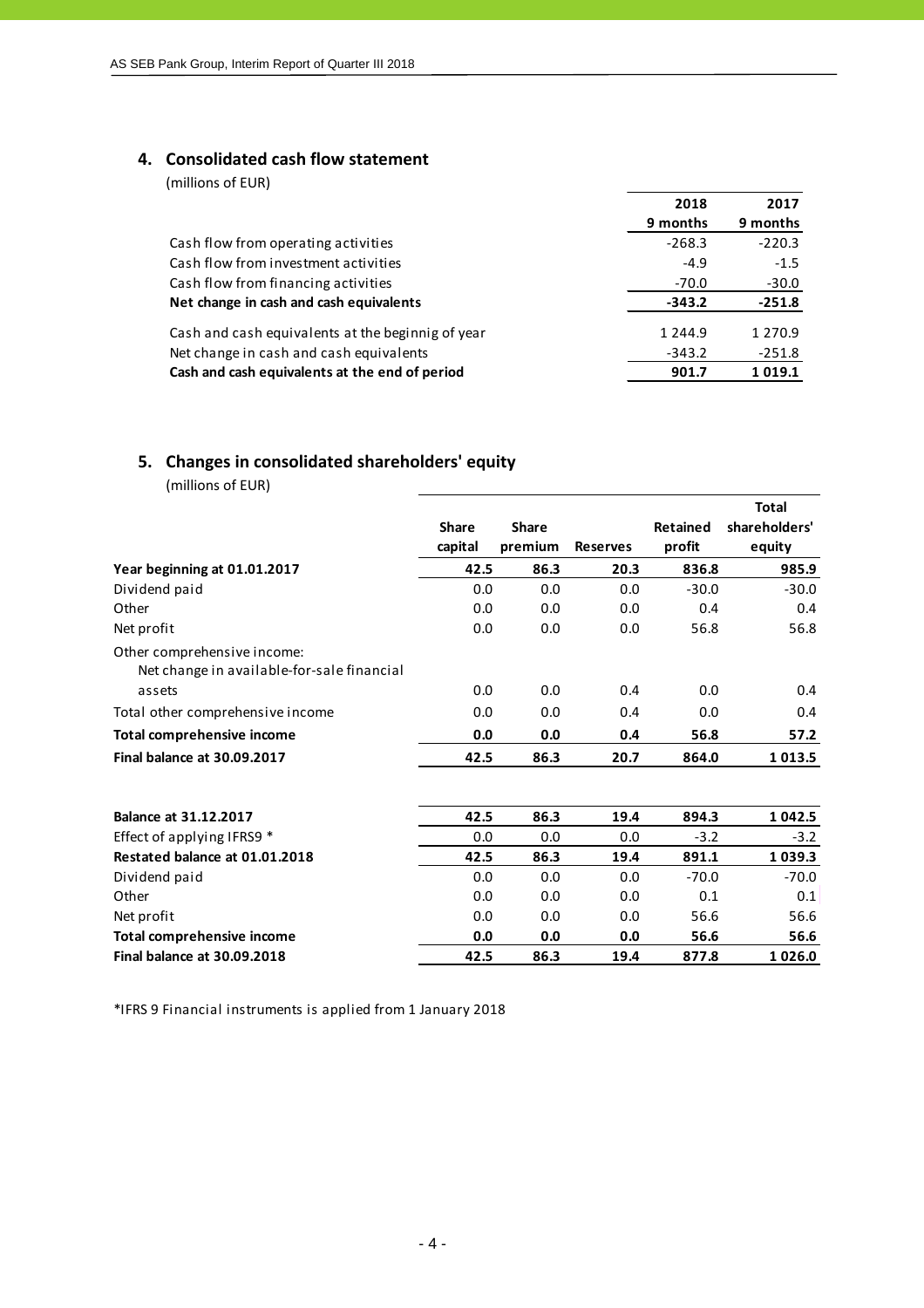## 4. Consolidated cash flow statement

(millions of EUR)

| | 2018 9 months | 2017 9 months |
|---|---|---|
| Cash flow from operating activities | -268.3 | -220.3 |
| Cash flow from investment activities | -4.9 | -1.5 |
| Cash flow from financing activities | -70.0 | -30.0 |
| **Net change in cash and cash equivalents** | **-343.2** | **-251.8** |
| Cash and cash equivalents at the beginnig of year | 1 244.9 | 1 270.9 |
| Net change in cash and cash equivalents | -343.2 | -251.8 |
| **Cash and cash equivalents at the end of period** | **901.7** | **1 019.1** |

## 5. Changes in consolidated shareholders' equity

(millions of EUR)

| | Share capital | Share premium | Reserves | Retained profit | Total shareholders' equity |
|---|---|---|---|---|---|
| **Year beginning at 01.01.2017** | **42.5** | **86.3** | **20.3** | **836.8** | **985.9** |
| Dividend paid | 0.0 | 0.0 | 0.0 | -30.0 | -30.0 |
| Other | 0.0 | 0.0 | 0.0 | 0.4 | 0.4 |
| Net profit | 0.0 | 0.0 | 0.0 | 56.8 | 56.8 |
| Other comprehensive income: | | | | | |
| Net change in available-for-sale financial assets | 0.0 | 0.0 | 0.4 | 0.0 | 0.4 |
| Total other comprehensive income | 0.0 | 0.0 | 0.4 | 0.0 | 0.4 |
| **Total comprehensive income** | **0.0** | **0.0** | **0.4** | **56.8** | **57.2** |
| **Final balance at 30.09.2017** | **42.5** | **86.3** | **20.7** | **864.0** | **1 013.5** |
| | | | | | |
| **Balance at 31.12.2017** | **42.5** | **86.3** | **19.4** | **894.3** | **1 042.5** |
| Effect of applying IFRS9 * | 0.0 | 0.0 | 0.0 | -3.2 | -3.2 |
| **Restated balance at 01.01.2018** | **42.5** | **86.3** | **19.4** | **891.1** | **1 039.3** |
| Dividend paid | 0.0 | 0.0 | 0.0 | -70.0 | -70.0 |
| Other | 0.0 | 0.0 | 0.0 | 0.1 | 0.1 |
| Net profit | 0.0 | 0.0 | 0.0 | 56.6 | 56.6 |
| **Total comprehensive income** | **0.0** | **0.0** | **0.0** | **56.6** | **56.6** |
| **Final balance at 30.09.2018** | **42.5** | **86.3** | **19.4** | **877.8** | **1 026.0** |

*IFRS 9 Financial instruments is applied from 1 January 2018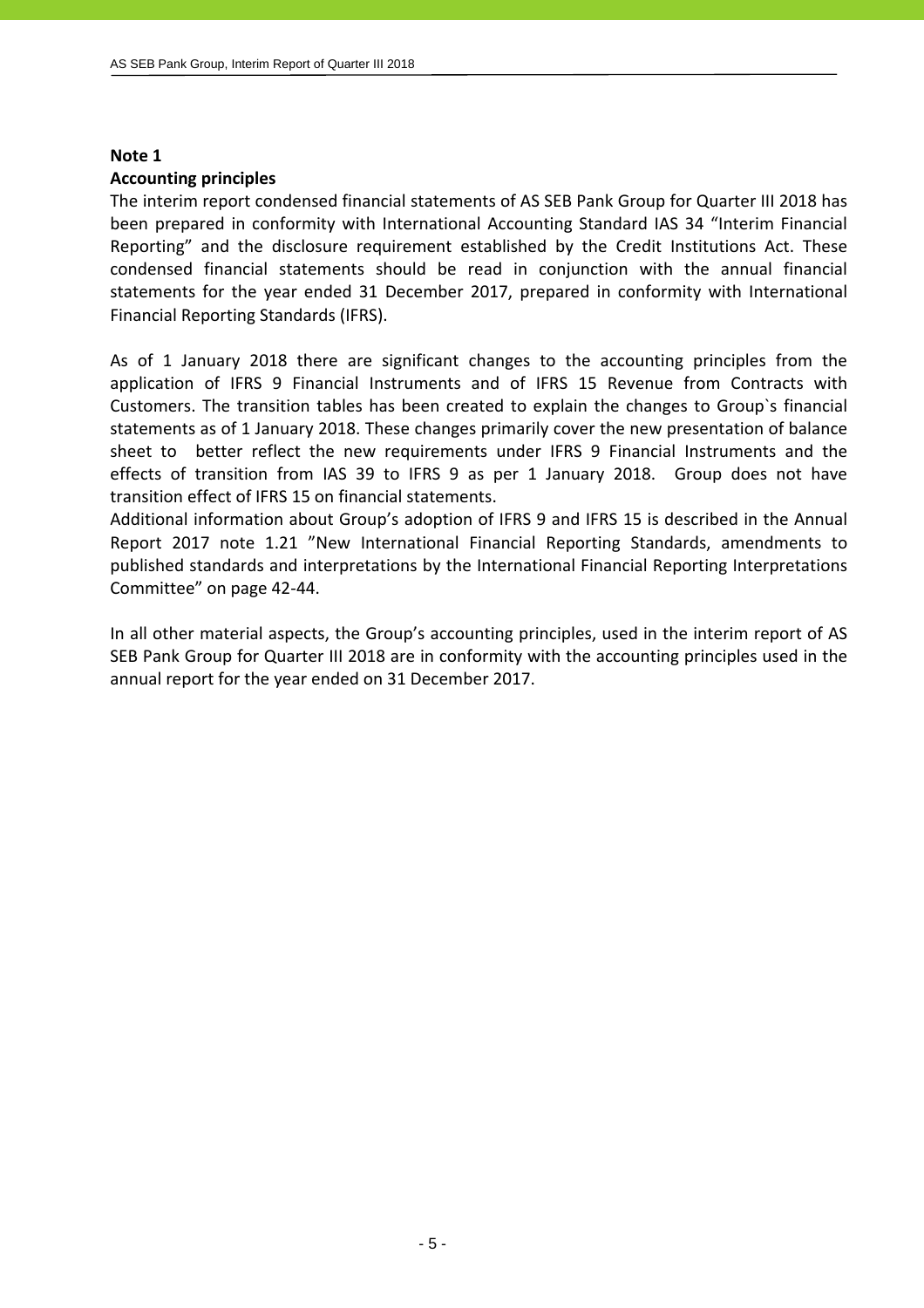**Note 1**

**Accounting principles**

The interim report condensed financial statements of AS SEB Pank Group for Quarter III 2018 has been prepared in conformity with International Accounting Standard IAS 34 "Interim Financial Reporting" and the disclosure requirement established by the Credit Institutions Act. These condensed financial statements should be read in conjunction with the annual financial statements for the year ended 31 December 2017, prepared in conformity with International Financial Reporting Standards (IFRS).

As of 1 January 2018 there are significant changes to the accounting principles from the application of IFRS 9 Financial Instruments and of IFRS 15 Revenue from Contracts with Customers. The transition tables has been created to explain the changes to Group`s financial statements as of 1 January 2018. These changes primarily cover the new presentation of balance sheet to better reflect the new requirements under IFRS 9 Financial Instruments and the effects of transition from IAS 39 to IFRS 9 as per 1 January 2018. Group does not have transition effect of IFRS 15 on financial statements.
Additional information about Group's adoption of IFRS 9 and IFRS 15 is described in the Annual Report 2017 note 1.21 "New International Financial Reporting Standards, amendments to published standards and interpretations by the International Financial Reporting Interpretations Committee" on page 42-44.

In all other material aspects, the Group's accounting principles, used in the interim report of AS SEB Pank Group for Quarter III 2018 are in conformity with the accounting principles used in the annual report for the year ended on 31 December 2017.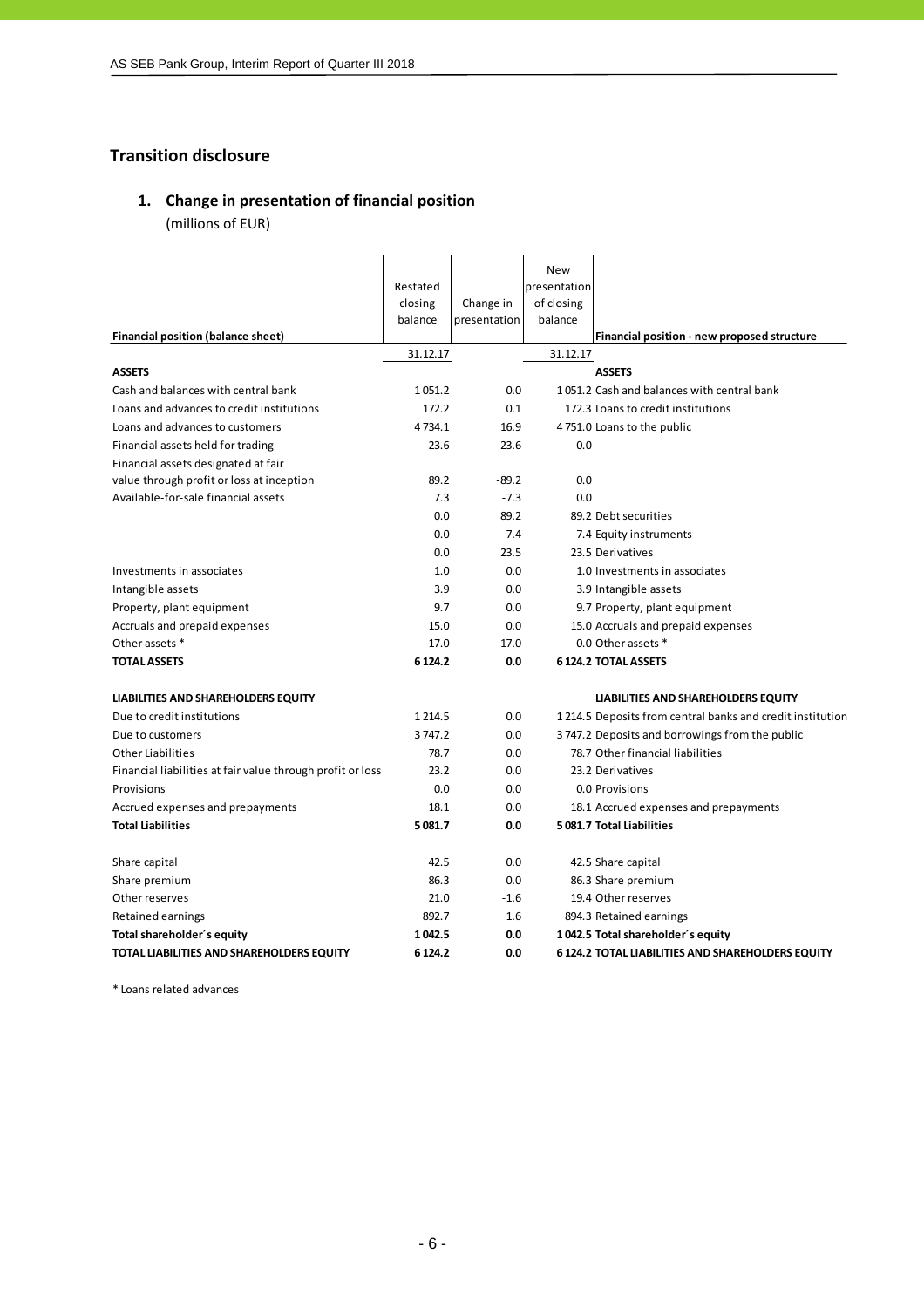## Transition disclosure

### 1. Change in presentation of financial position

(millions of EUR)

| Financial position (balance sheet) | Restated closing balance | Change in presentation | New presentation of closing balance | Financial position - new proposed structure |
|---|---|---|---|---|
| | 31.12.17 | | 31.12.17 | |
| **ASSETS** | | | | **ASSETS** |
| Cash and balances with central bank | 1 051.2 | 0.0 | 1 051.2 | Cash and balances with central bank |
| Loans and advances to credit institutions | 172.2 | 0.1 | 172.3 | Loans to credit institutions |
| Loans and advances to customers | 4 734.1 | 16.9 | 4 751.0 | Loans to the public |
| Financial assets held for trading | 23.6 | -23.6 | 0.0 | |
| Financial assets designated at fair value through profit or loss at inception | 89.2 | -89.2 | 0.0 | |
| Available-for-sale financial assets | 7.3 | -7.3 | 0.0 | |
| | 0.0 | 89.2 | 89.2 | Debt securities |
| | 0.0 | 7.4 | 7.4 | Equity instruments |
| | 0.0 | 23.5 | 23.5 | Derivatives |
| Investments in associates | 1.0 | 0.0 | 1.0 | Investments in associates |
| Intangible assets | 3.9 | 0.0 | 3.9 | Intangible assets |
| Property, plant equipment | 9.7 | 0.0 | 9.7 | Property, plant equipment |
| Accruals and prepaid expenses | 15.0 | 0.0 | 15.0 | Accruals and prepaid expenses |
| Other assets * | 17.0 | -17.0 | 0.0 | Other assets * |
| **TOTAL ASSETS** | **6 124.2** | **0.0** | **6 124.2** | **TOTAL ASSETS** |
| | | | | |
| **LIABILITIES AND SHAREHOLDERS EQUITY** | | | | **LIABILITIES AND SHAREHOLDERS EQUITY** |
| Due to credit institutions | 1 214.5 | 0.0 | 1 214.5 | Deposits from central banks and credit institution |
| Due to customers | 3 747.2 | 0.0 | 3 747.2 | Deposits and borrowings from the public |
| Other Liabilities | 78.7 | 0.0 | 78.7 | Other financial liabilities |
| Financial liabilities at fair value through profit or loss | 23.2 | 0.0 | 23.2 | Derivatives |
| Provisions | 0.0 | 0.0 | 0.0 | Provisions |
| Accrued expenses and prepayments | 18.1 | 0.0 | 18.1 | Accrued expenses and prepayments |
| **Total Liabilities** | **5 081.7** | **0.0** | **5 081.7** | **Total Liabilities** |
| | | | | |
| Share capital | 42.5 | 0.0 | 42.5 | Share capital |
| Share premium | 86.3 | 0.0 | 86.3 | Share premium |
| Other reserves | 21.0 | -1.6 | 19.4 | Other reserves |
| Retained earnings | 892.7 | 1.6 | 894.3 | Retained earnings |
| **Total shareholder´s equity** | **1 042.5** | **0.0** | **1 042.5** | **Total shareholder´s equity** |
| **TOTAL LIABILITIES AND SHAREHOLDERS EQUITY** | **6 124.2** | **0.0** | **6 124.2** | **TOTAL LIABILITIES AND SHAREHOLDERS EQUITY** |

* Loans related advances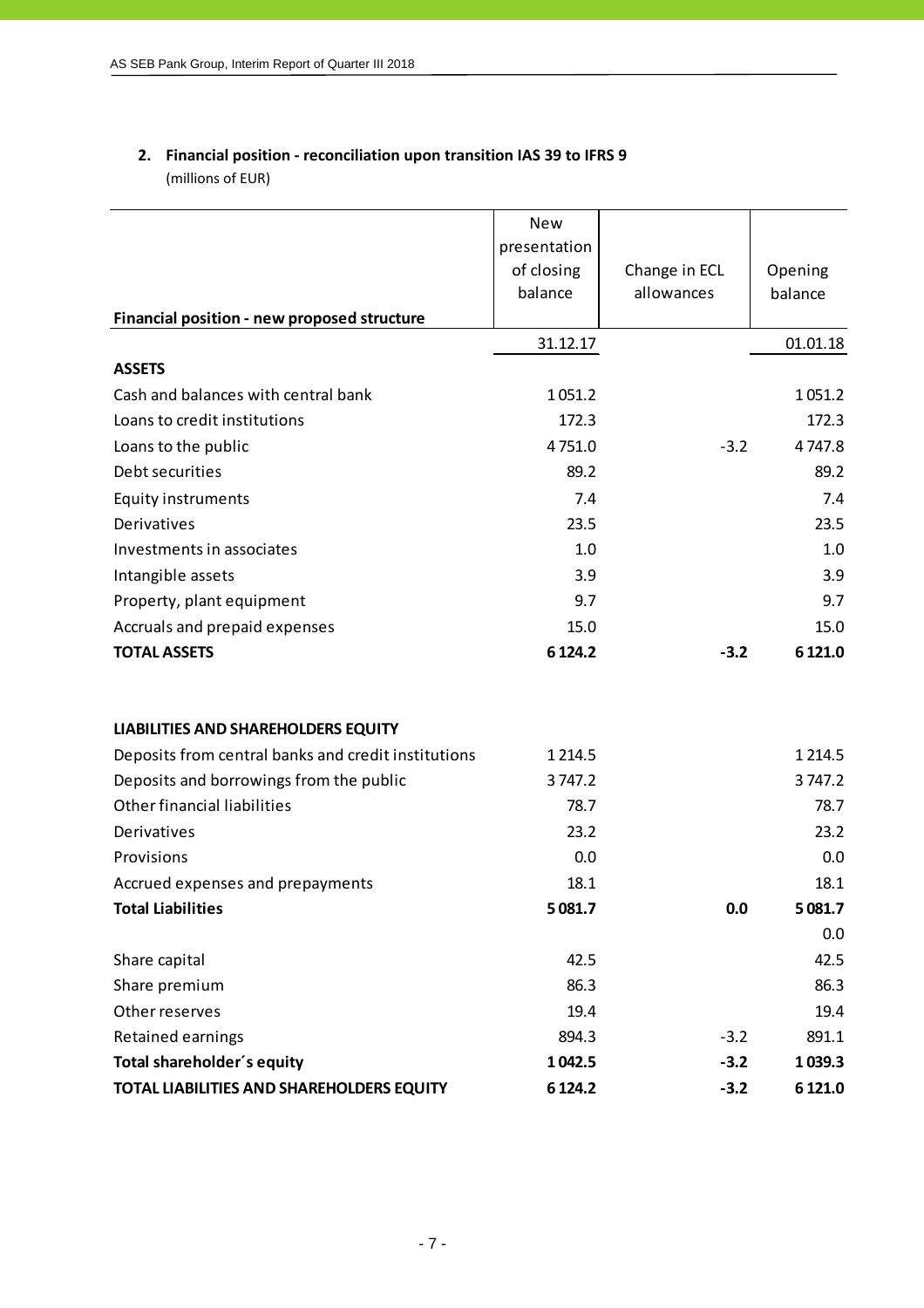## 2. Financial position - reconciliation upon transition IAS 39 to IFRS 9

(millions of EUR)

| Financial position - new proposed structure | New presentation of closing balance | Change in ECL allowances | Opening balance |
|---|---|---|---|
| | 31.12.17 | | 01.01.18 |
| **ASSETS** | | | |
| Cash and balances with central bank | 1 051.2 | | 1 051.2 |
| Loans to credit institutions | 172.3 | | 172.3 |
| Loans to the public | 4 751.0 | -3.2 | 4 747.8 |
| Debt securities | 89.2 | | 89.2 |
| Equity instruments | 7.4 | | 7.4 |
| Derivatives | 23.5 | | 23.5 |
| Investments in associates | 1.0 | | 1.0 |
| Intangible assets | 3.9 | | 3.9 |
| Property, plant equipment | 9.7 | | 9.7 |
| Accruals and prepaid expenses | 15.0 | | 15.0 |
| **TOTAL ASSETS** | **6 124.2** | **-3.2** | **6 121.0** |
| | | | |
| **LIABILITIES AND SHAREHOLDERS EQUITY** | | | |
| Deposits from central banks and credit institutions | 1 214.5 | | 1 214.5 |
| Deposits and borrowings from the public | 3 747.2 | | 3 747.2 |
| Other financial liabilities | 78.7 | | 78.7 |
| Derivatives | 23.2 | | 23.2 |
| Provisions | 0.0 | | 0.0 |
| Accrued expenses and prepayments | 18.1 | | 18.1 |
| **Total Liabilities** | **5 081.7** | **0.0** | **5 081.7** |
| | | | 0.0 |
| Share capital | 42.5 | | 42.5 |
| Share premium | 86.3 | | 86.3 |
| Other reserves | 19.4 | | 19.4 |
| Retained earnings | 894.3 | -3.2 | 891.1 |
| **Total shareholder´s equity** | **1 042.5** | **-3.2** | **1 039.3** |
| **TOTAL LIABILITIES AND SHAREHOLDERS EQUITY** | **6 124.2** | **-3.2** | **6 121.0** |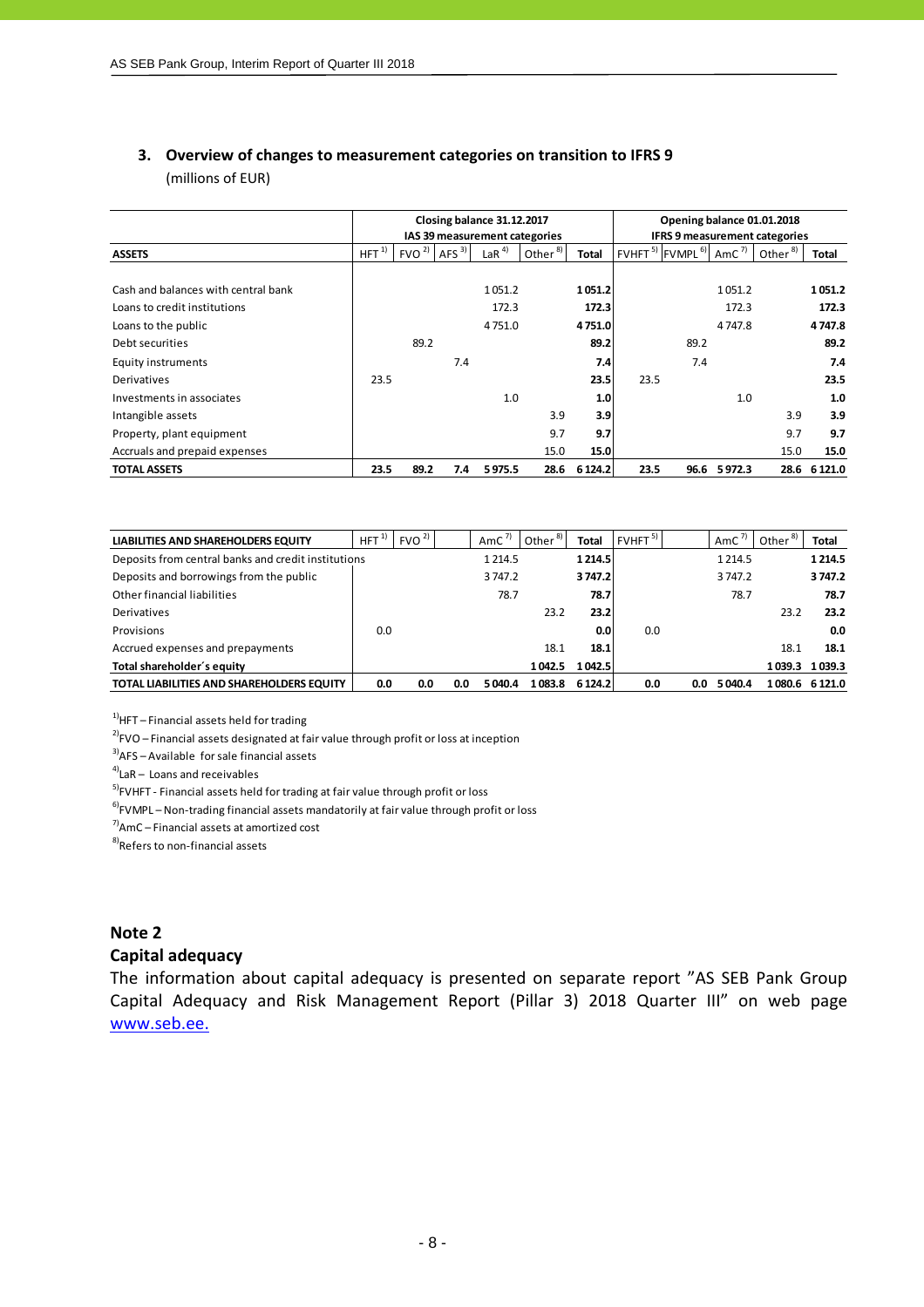### 3. Overview of changes to measurement categories on transition to IFRS 9

(millions of EUR)

| | Closing balance 31.12.2017 IAS 39 measurement categories | | | | | | Opening balance 01.01.2018 IFRS 9 measurement categories | | | | |
|---|---|---|---|---|---|---|---|---|---|---|---|
| **ASSETS** | HFT [1] | FVO [2] | AFS [3] | LaR [4] | Other [8] | Total | FVHFT [5] | FVMPL [6] | AmC [7] | Other [8] | Total |
| Cash and balances with central bank | | | | 1 051.2 | | **1 051.2** | | | 1 051.2 | | **1 051.2** |
| Loans to credit institutions | | | | 172.3 | | **172.3** | | | 172.3 | | **172.3** |
| Loans to the public | | | | 4 751.0 | | **4 751.0** | | | 4 747.8 | | **4 747.8** |
| Debt securities | | 89.2 | | | | **89.2** | | 89.2 | | | **89.2** |
| Equity instruments | | | 7.4 | | | **7.4** | | 7.4 | | | **7.4** |
| Derivatives | 23.5 | | | | | **23.5** | 23.5 | | | | **23.5** |
| Investments in associates | | | | 1.0 | | **1.0** | | | 1.0 | | **1.0** |
| Intangible assets | | | | | 3.9 | **3.9** | | | | 3.9 | **3.9** |
| Property, plant equipment | | | | | 9.7 | **9.7** | | | | 9.7 | **9.7** |
| Accruals and prepaid expenses | | | | | 15.0 | **15.0** | | | | 15.0 | **15.0** |
| **TOTAL ASSETS** | **23.5** | **89.2** | **7.4** | **5 975.5** | **28.6** | **6 124.2** | **23.5** | **96.6** | **5 972.3** | **28.6** | **6 121.0** |

| **LIABILITIES AND SHAREHOLDERS EQUITY** | HFT [1] | FVO [2] | | AmC [7] | Other [8] | Total | FVHFT [5] | | AmC [7] | Other [8] | Total |
|---|---|---|---|---|---|---|---|---|---|---|---|
| Deposits from central banks and credit institutions | | | | 1 214.5 | | **1 214.5** | | | 1 214.5 | | **1 214.5** |
| Deposits and borrowings from the public | | | | 3 747.2 | | **3 747.2** | | | 3 747.2 | | **3 747.2** |
| Other financial liabilities | | | | 78.7 | | **78.7** | | | 78.7 | | **78.7** |
| Derivatives | | | | | 23.2 | **23.2** | | | | 23.2 | **23.2** |
| Provisions | 0.0 | | | | | **0.0** | 0.0 | | | | **0.0** |
| Accrued expenses and prepayments | | | | | 18.1 | **18.1** | | | | 18.1 | **18.1** |
| **Total shareholder´s equity** | | | | | **1 042.5** | **1 042.5** | | | | **1 039.3** | **1 039.3** |
| **TOTAL LIABILITIES AND SHAREHOLDERS EQUITY** | **0.0** | **0.0** | **0.0** | **5 040.4** | **1 083.8** | **6 124.2** | **0.0** | **0.0** | **5 040.4** | **1 080.6** | **6 121.0** |

[1] HFT – Financial assets held for trading

[2] FVO – Financial assets designated at fair value through profit or loss at inception

[3] AFS – Available for sale financial assets

[4] LaR – Loans and receivables

[5] FVHFT - Financial assets held for trading at fair value through profit or loss

[6] FVMPL – Non-trading financial assets mandatorily at fair value through profit or loss

[7] AmC – Financial assets at amortized cost

[8] Refers to non-financial assets

## Note 2

## Capital adequacy

The information about capital adequacy is presented on separate report "AS SEB Pank Group Capital Adequacy and Risk Management Report (Pillar 3) 2018 Quarter III" on web page www.seb.ee.